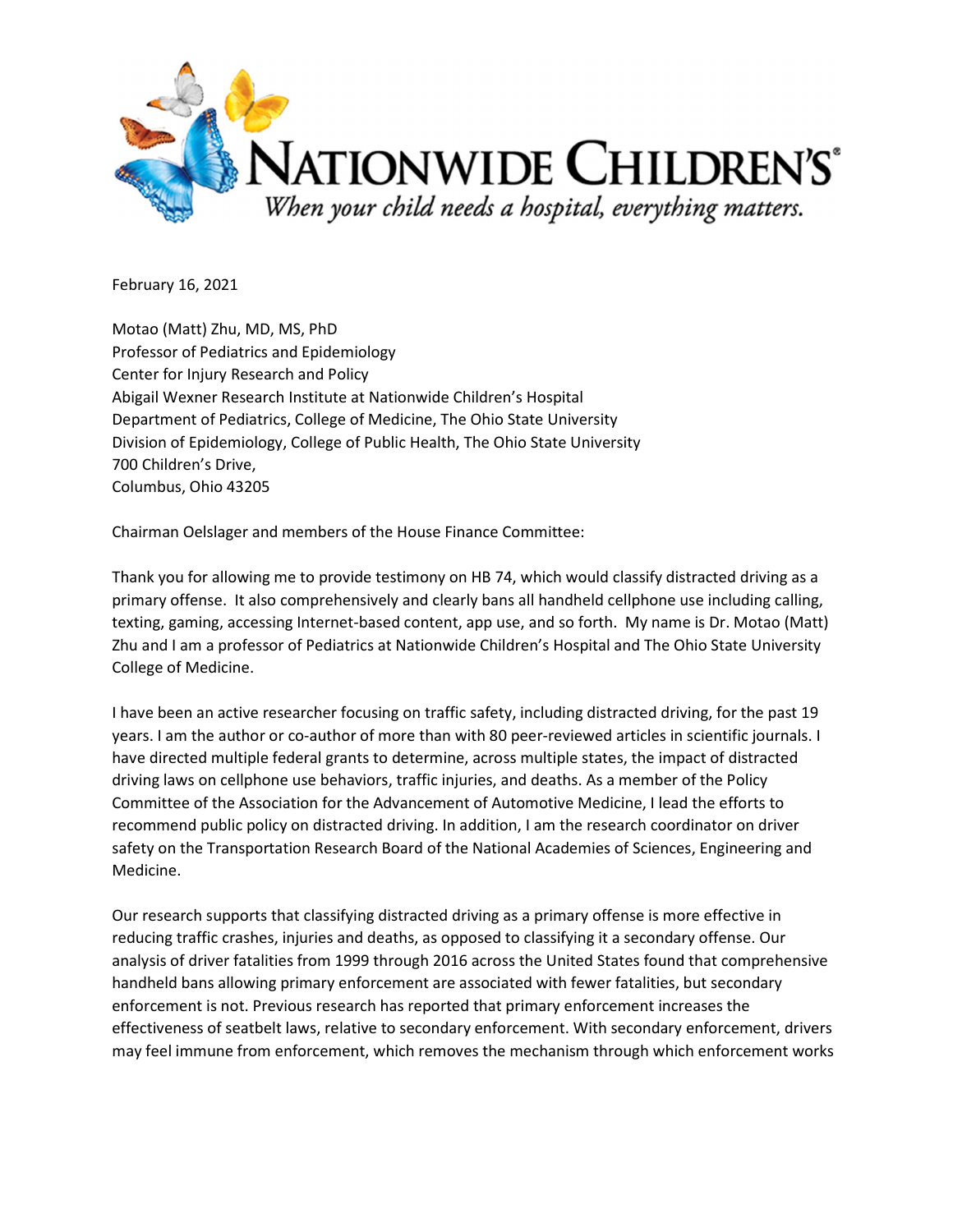NATIONWIDE CHILDREN'S®

*When your child needs a hospital, everything matters.*

February 16, 2021

Motao (Matt) Zhu, MD, MS, PhD
Professor of Pediatrics and Epidemiology
Center for Injury Research and Policy
Abigail Wexner Research Institute at Nationwide Children's Hospital
Department of Pediatrics, College of Medicine, The Ohio State University
Division of Epidemiology, College of Public Health, The Ohio State University
700 Children's Drive,
Columbus, Ohio 43205

Chairman Oelslager and members of the House Finance Committee:

Thank you for allowing me to provide testimony on HB 74, which would classify distracted driving as a primary offense. It also comprehensively and clearly bans all handheld cellphone use including calling, texting, gaming, accessing Internet-based content, app use, and so forth. My name is Dr. Motao (Matt) Zhu and I am a professor of Pediatrics at Nationwide Children's Hospital and The Ohio State University College of Medicine.

I have been an active researcher focusing on traffic safety, including distracted driving, for the past 19 years. I am the author or co-author of more than with 80 peer-reviewed articles in scientific journals. I have directed multiple federal grants to determine, across multiple states, the impact of distracted driving laws on cellphone use behaviors, traffic injuries, and deaths. As a member of the Policy Committee of the Association for the Advancement of Automotive Medicine, I lead the efforts to recommend public policy on distracted driving. In addition, I am the research coordinator on driver safety on the Transportation Research Board of the National Academies of Sciences, Engineering and Medicine.

Our research supports that classifying distracted driving as a primary offense is more effective in reducing traffic crashes, injuries and deaths, as opposed to classifying it a secondary offense. Our analysis of driver fatalities from 1999 through 2016 across the United States found that comprehensive handheld bans allowing primary enforcement are associated with fewer fatalities, but secondary enforcement is not. Previous research has reported that primary enforcement increases the effectiveness of seatbelt laws, relative to secondary enforcement. With secondary enforcement, drivers may feel immune from enforcement, which removes the mechanism through which enforcement works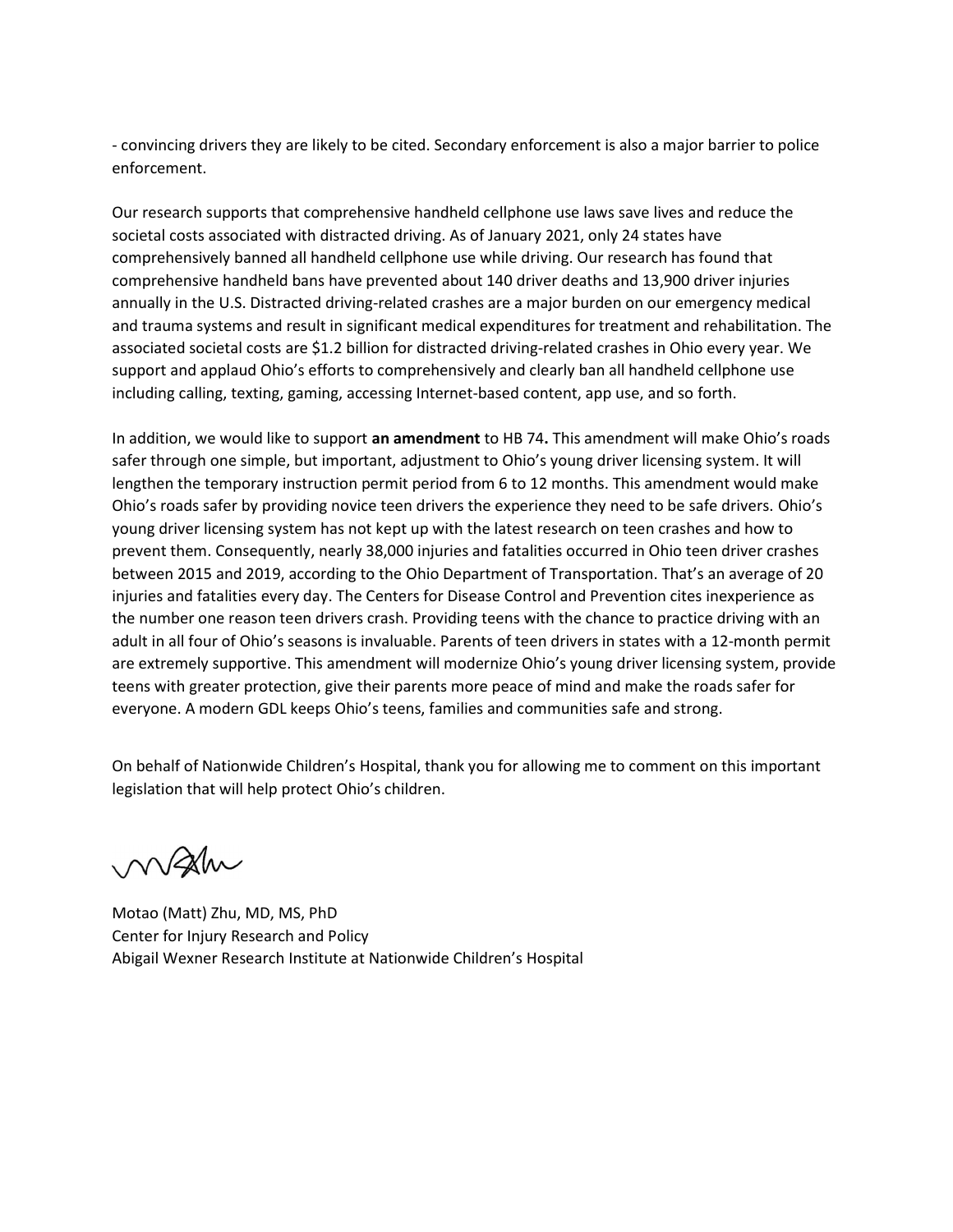- convincing drivers they are likely to be cited. Secondary enforcement is also a major barrier to police enforcement.

Our research supports that comprehensive handheld cellphone use laws save lives and reduce the societal costs associated with distracted driving. As of January 2021, only 24 states have comprehensively banned all handheld cellphone use while driving. Our research has found that comprehensive handheld bans have prevented about 140 driver deaths and 13,900 driver injuries annually in the U.S. Distracted driving-related crashes are a major burden on our emergency medical and trauma systems and result in significant medical expenditures for treatment and rehabilitation. The associated societal costs are $1.2 billion for distracted driving-related crashes in Ohio every year. We support and applaud Ohio's efforts to comprehensively and clearly ban all handheld cellphone use including calling, texting, gaming, accessing Internet-based content, app use, and so forth.

In addition, we would like to support **an amendment** to HB 74**.** This amendment will make Ohio's roads safer through one simple, but important, adjustment to Ohio's young driver licensing system. It will lengthen the temporary instruction permit period from 6 to 12 months. This amendment would make Ohio's roads safer by providing novice teen drivers the experience they need to be safe drivers. Ohio's young driver licensing system has not kept up with the latest research on teen crashes and how to prevent them. Consequently, nearly 38,000 injuries and fatalities occurred in Ohio teen driver crashes between 2015 and 2019, according to the Ohio Department of Transportation. That's an average of 20 injuries and fatalities every day. The Centers for Disease Control and Prevention cites inexperience as the number one reason teen drivers crash. Providing teens with the chance to practice driving with an adult in all four of Ohio's seasons is invaluable. Parents of teen drivers in states with a 12-month permit are extremely supportive. This amendment will modernize Ohio's young driver licensing system, provide teens with greater protection, give their parents more peace of mind and make the roads safer for everyone. A modern GDL keeps Ohio's teens, families and communities safe and strong.

On behalf of Nationwide Children's Hospital, thank you for allowing me to comment on this important legislation that will help protect Ohio's children.

Motao (Matt) Zhu, MD, MS, PhD
Center for Injury Research and Policy
Abigail Wexner Research Institute at Nationwide Children's Hospital